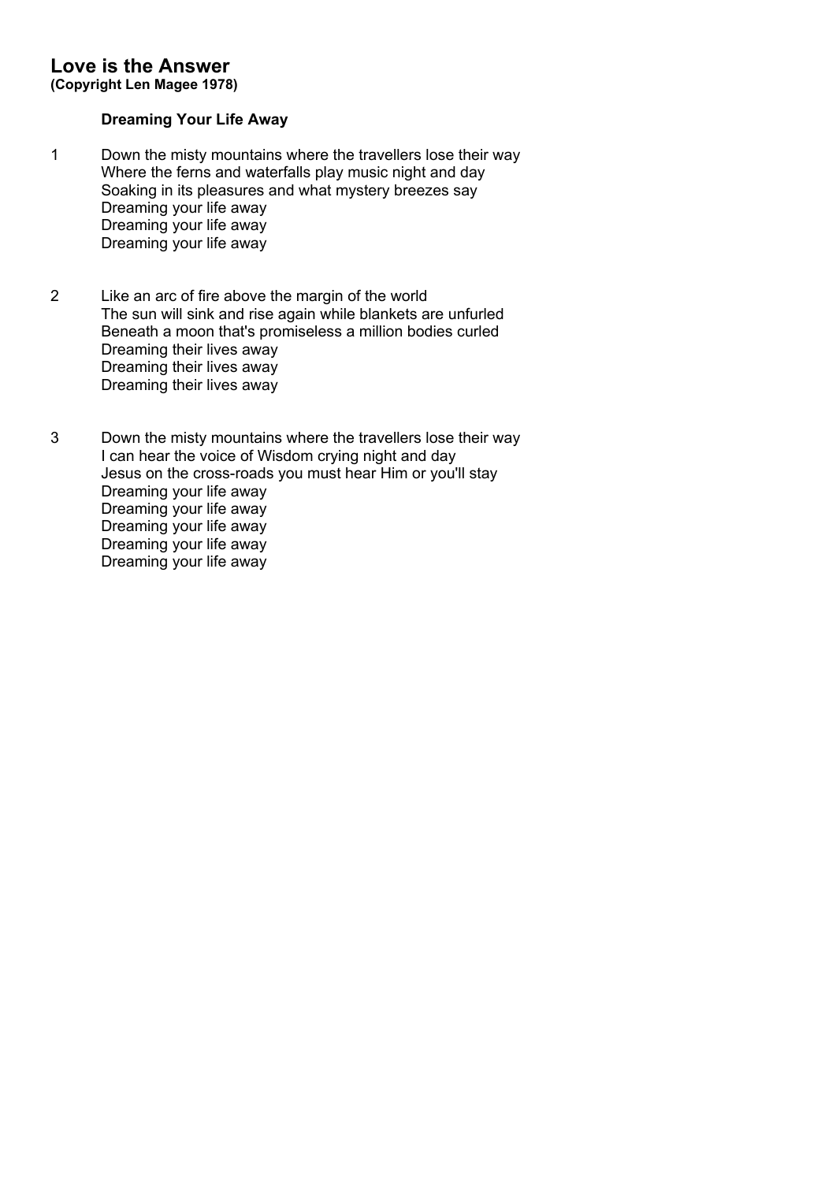# Love is the Answer

**(Copyright Len Magee 1978)**

### Dreaming Your Life Away

1. Down the misty mountains where the travellers lose their way
   Where the ferns and waterfalls play music night and day
   Soaking in its pleasures and what mystery breezes say
   Dreaming your life away
   Dreaming your life away
   Dreaming your life away

2. Like an arc of fire above the margin of the world
   The sun will sink and rise again while blankets are unfurled
   Beneath a moon that's promiseless a million bodies curled
   Dreaming their lives away
   Dreaming their lives away
   Dreaming their lives away

3. Down the misty mountains where the travellers lose their way
   I can hear the voice of Wisdom crying night and day
   Jesus on the cross-roads you must hear Him or you'll stay
   Dreaming your life away
   Dreaming your life away
   Dreaming your life away
   Dreaming your life away
   Dreaming your life away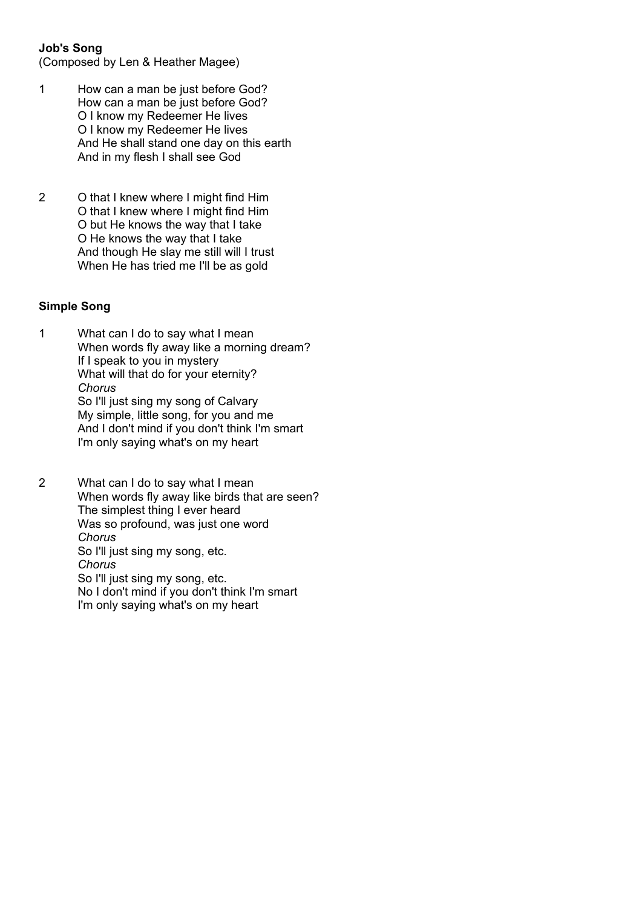**Job's Song**
(Composed by Len & Heather Magee)

1 How can a man be just before God?
How can a man be just before God?
O I know my Redeemer He lives
O I know my Redeemer He lives
And He shall stand one day on this earth
And in my flesh I shall see God

2 O that I knew where I might find Him
O that I knew where I might find Him
O but He knows the way that I take
O He knows the way that I take
And though He slay me still will I trust
When He has tried me I'll be as gold

**Simple Song**

1 What can I do to say what I mean
When words fly away like a morning dream?
If I speak to you in mystery
What will that do for your eternity?
*Chorus*
So I'll just sing my song of Calvary
My simple, little song, for you and me
And I don't mind if you don't think I'm smart
I'm only saying what's on my heart

2 What can I do to say what I mean
When words fly away like birds that are seen?
The simplest thing I ever heard
Was so profound, was just one word
*Chorus*
So I'll just sing my song, etc.
*Chorus*
So I'll just sing my song, etc.
No I don't mind if you don't think I'm smart
I'm only saying what's on my heart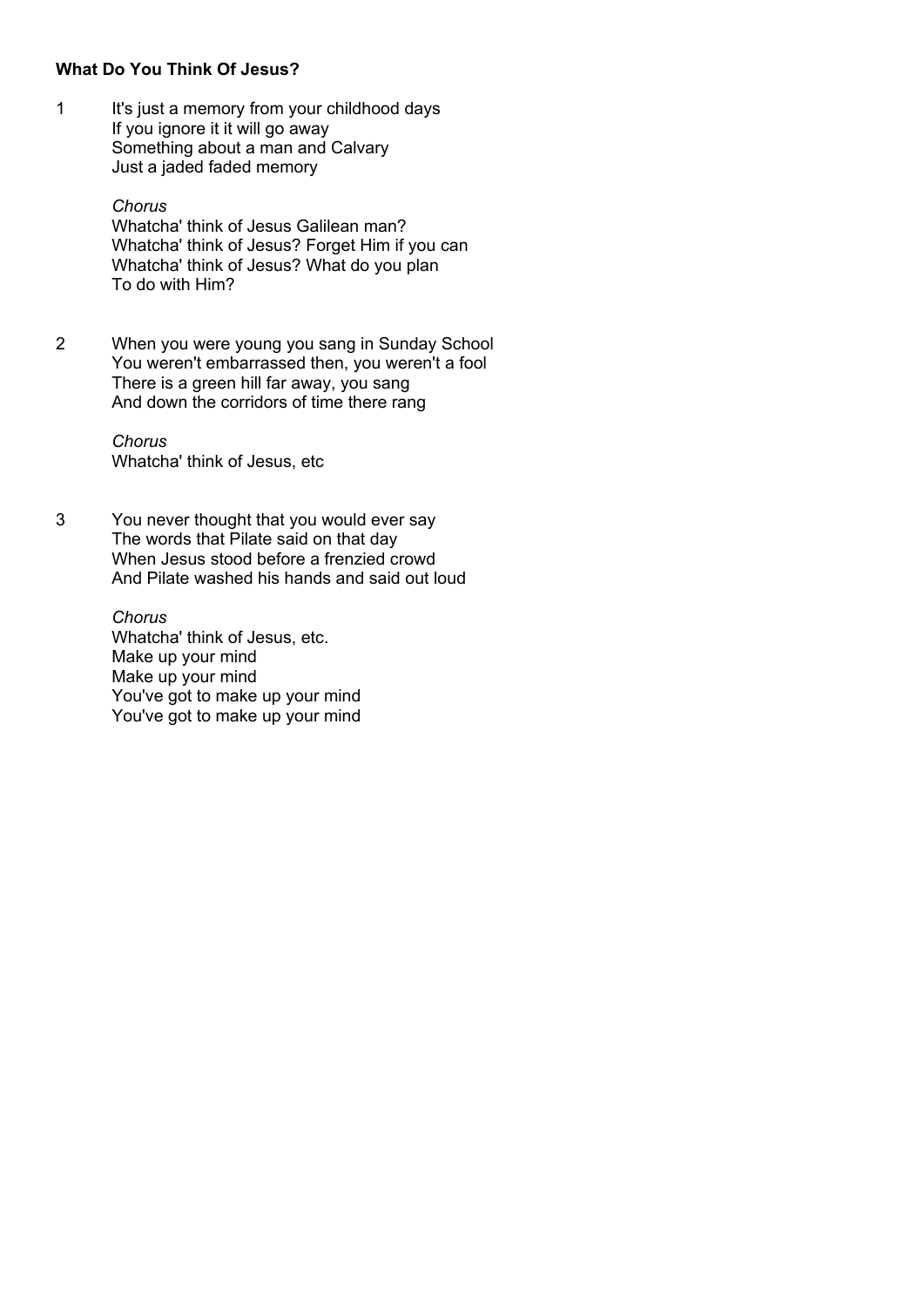**What Do You Think Of Jesus?**

1 It's just a memory from your childhood days  
If you ignore it it will go away  
Something about a man and Calvary  
Just a jaded faded memory

*Chorus*  
Whatcha' think of Jesus Galilean man?  
Whatcha' think of Jesus? Forget Him if you can  
Whatcha' think of Jesus? What do you plan  
To do with Him?

2 When you were young you sang in Sunday School  
You weren't embarrassed then, you weren't a fool  
There is a green hill far away, you sang  
And down the corridors of time there rang

*Chorus*  
Whatcha' think of Jesus, etc

3 You never thought that you would ever say  
The words that Pilate said on that day  
When Jesus stood before a frenzied crowd  
And Pilate washed his hands and said out loud

*Chorus*  
Whatcha' think of Jesus, etc.  
Make up your mind  
Make up your mind  
You've got to make up your mind  
You've got to make up your mind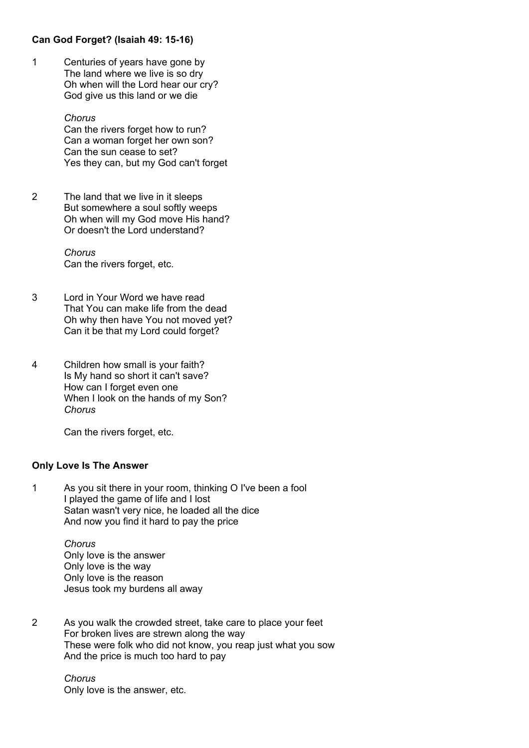**Can God Forget? (Isaiah 49: 15-16)**

1 Centuries of years have gone by
The land where we live is so dry
Oh when will the Lord hear our cry?
God give us this land or we die

*Chorus*
Can the rivers forget how to run?
Can a woman forget her own son?
Can the sun cease to set?
Yes they can, but my God can't forget

2 The land that we live in it sleeps
But somewhere a soul softly weeps
Oh when will my God move His hand?
Or doesn't the Lord understand?

*Chorus*
Can the rivers forget, etc.

3 Lord in Your Word we have read
That You can make life from the dead
Oh why then have You not moved yet?
Can it be that my Lord could forget?

4 Children how small is your faith?
Is My hand so short it can't save?
How can I forget even one
When I look on the hands of my Son?
*Chorus*

Can the rivers forget, etc.

**Only Love Is The Answer**

1 As you sit there in your room, thinking O I've been a fool
I played the game of life and I lost
Satan wasn't very nice, he loaded all the dice
And now you find it hard to pay the price

*Chorus*
Only love is the answer
Only love is the way
Only love is the reason
Jesus took my burdens all away

2 As you walk the crowded street, take care to place your feet
For broken lives are strewn along the way
These were folk who did not know, you reap just what you sow
And the price is much too hard to pay

*Chorus*
Only love is the answer, etc.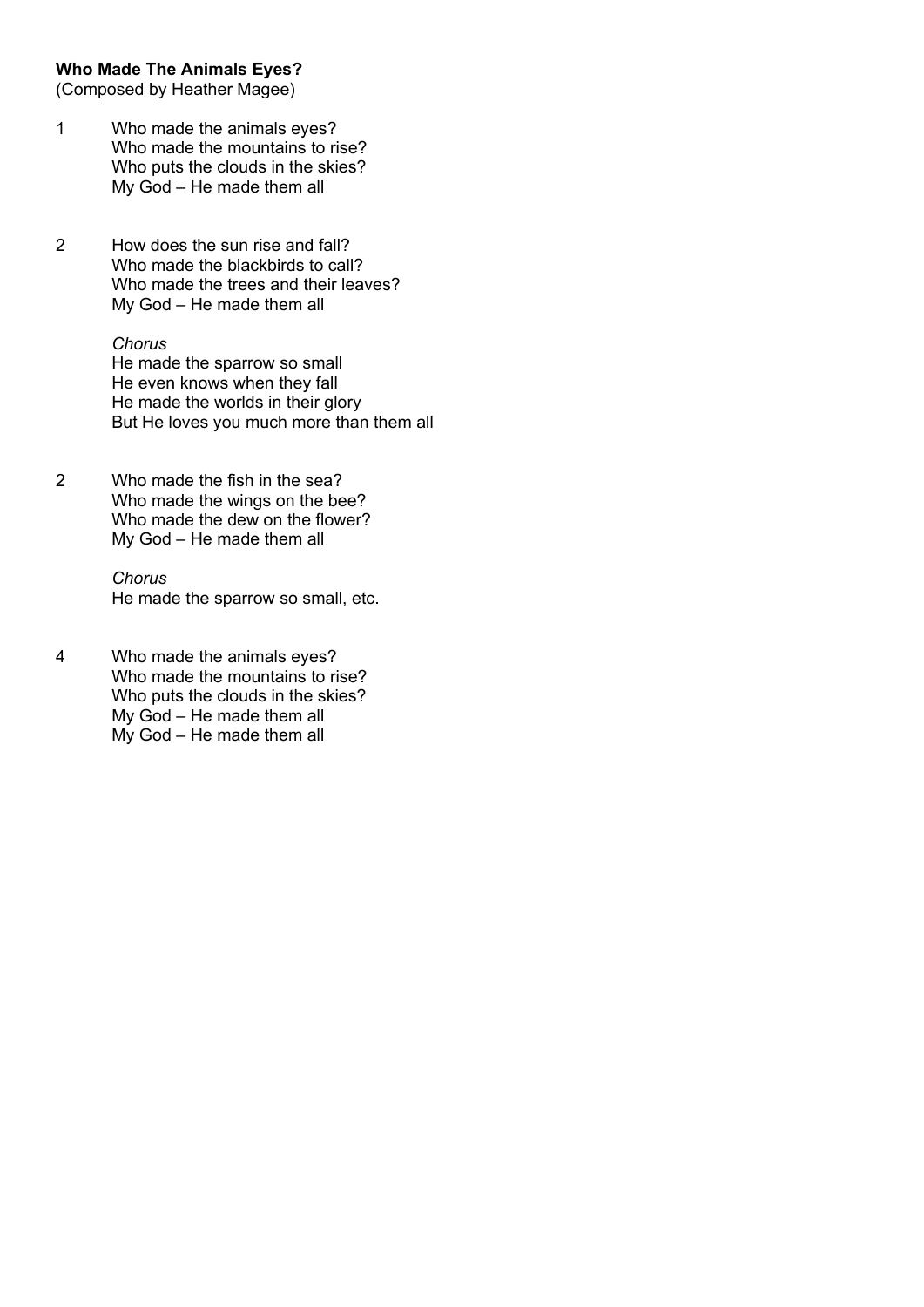**Who Made The Animals Eyes?**
(Composed by Heather Magee)

1 Who made the animals eyes?
Who made the mountains to rise?
Who puts the clouds in the skies?
My God – He made them all

2 How does the sun rise and fall?
Who made the blackbirds to call?
Who made the trees and their leaves?
My God – He made them all

*Chorus*
He made the sparrow so small
He even knows when they fall
He made the worlds in their glory
But He loves you much more than them all

2 Who made the fish in the sea?
Who made the wings on the bee?
Who made the dew on the flower?
My God – He made them all

*Chorus*
He made the sparrow so small, etc.

4 Who made the animals eyes?
Who made the mountains to rise?
Who puts the clouds in the skies?
My God – He made them all
My God – He made them all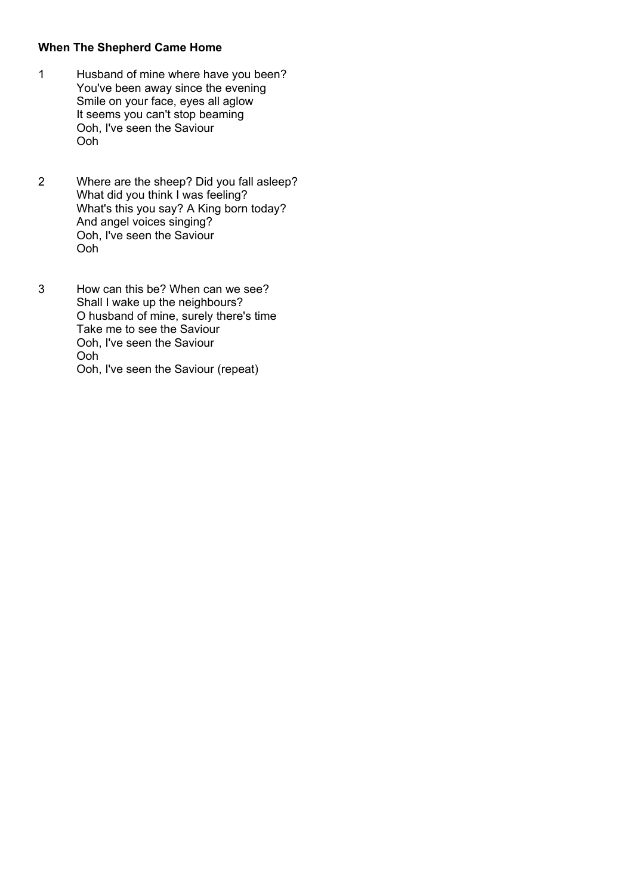**When The Shepherd Came Home**

1 Husband of mine where have you been?
You've been away since the evening
Smile on your face, eyes all aglow
It seems you can't stop beaming
Ooh, I've seen the Saviour
Ooh

2 Where are the sheep? Did you fall asleep?
What did you think I was feeling?
What's this you say? A King born today?
And angel voices singing?
Ooh, I've seen the Saviour
Ooh

3 How can this be? When can we see?
Shall I wake up the neighbours?
O husband of mine, surely there's time
Take me to see the Saviour
Ooh, I've seen the Saviour
Ooh
Ooh, I've seen the Saviour (repeat)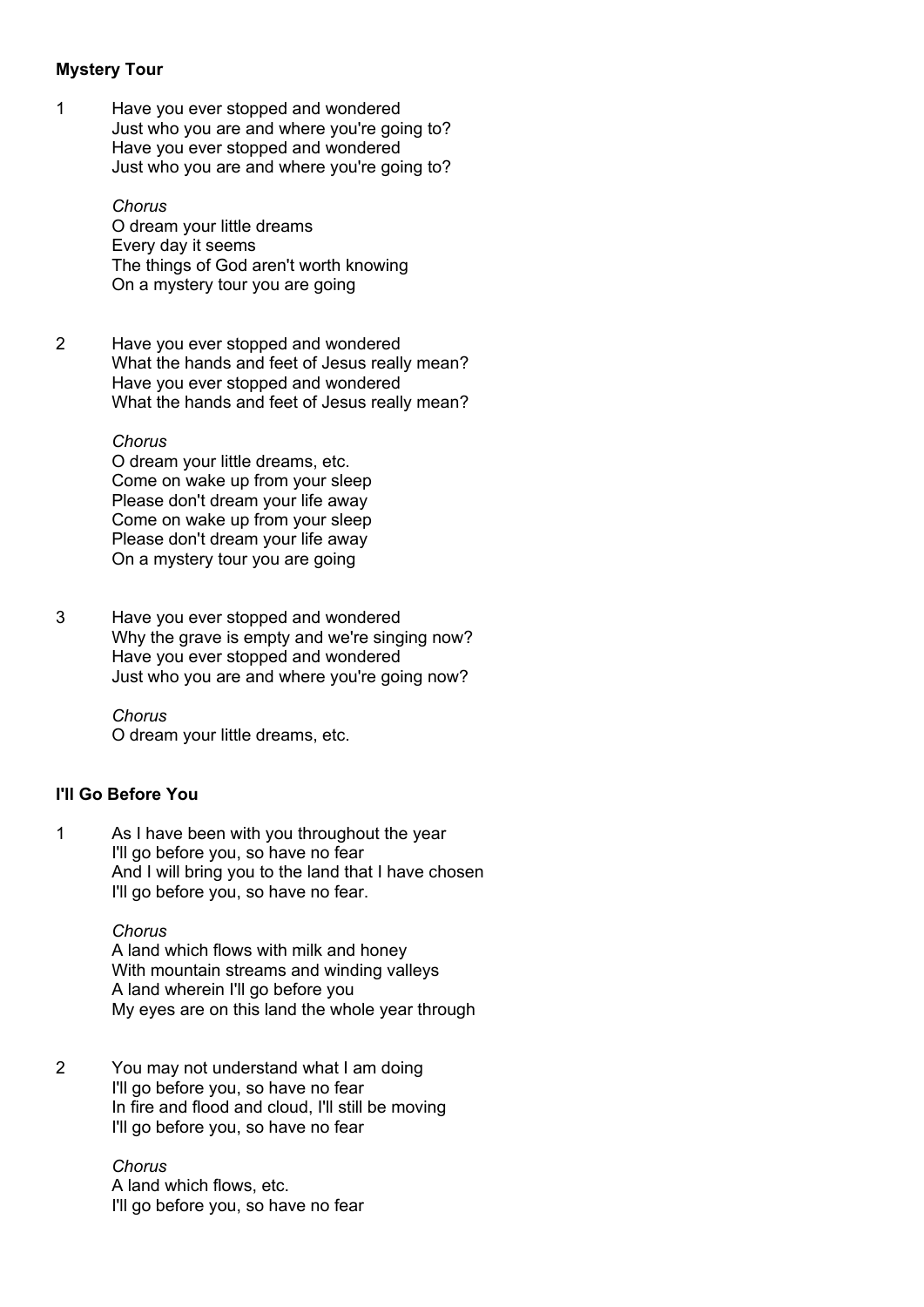**Mystery Tour**

1 Have you ever stopped and wondered
Just who you are and where you're going to?
Have you ever stopped and wondered
Just who you are and where you're going to?

*Chorus*
O dream your little dreams
Every day it seems
The things of God aren't worth knowing
On a mystery tour you are going

2 Have you ever stopped and wondered
What the hands and feet of Jesus really mean?
Have you ever stopped and wondered
What the hands and feet of Jesus really mean?

*Chorus*
O dream your little dreams, etc.
Come on wake up from your sleep
Please don't dream your life away
Come on wake up from your sleep
Please don't dream your life away
On a mystery tour you are going

3 Have you ever stopped and wondered
Why the grave is empty and we're singing now?
Have you ever stopped and wondered
Just who you are and where you're going now?

*Chorus*
O dream your little dreams, etc.

**I'll Go Before You**

1 As I have been with you throughout the year
I'll go before you, so have no fear
And I will bring you to the land that I have chosen
I'll go before you, so have no fear.

*Chorus*
A land which flows with milk and honey
With mountain streams and winding valleys
A land wherein I'll go before you
My eyes are on this land the whole year through

2 You may not understand what I am doing
I'll go before you, so have no fear
In fire and flood and cloud, I'll still be moving
I'll go before you, so have no fear

*Chorus*
A land which flows, etc.
I'll go before you, so have no fear